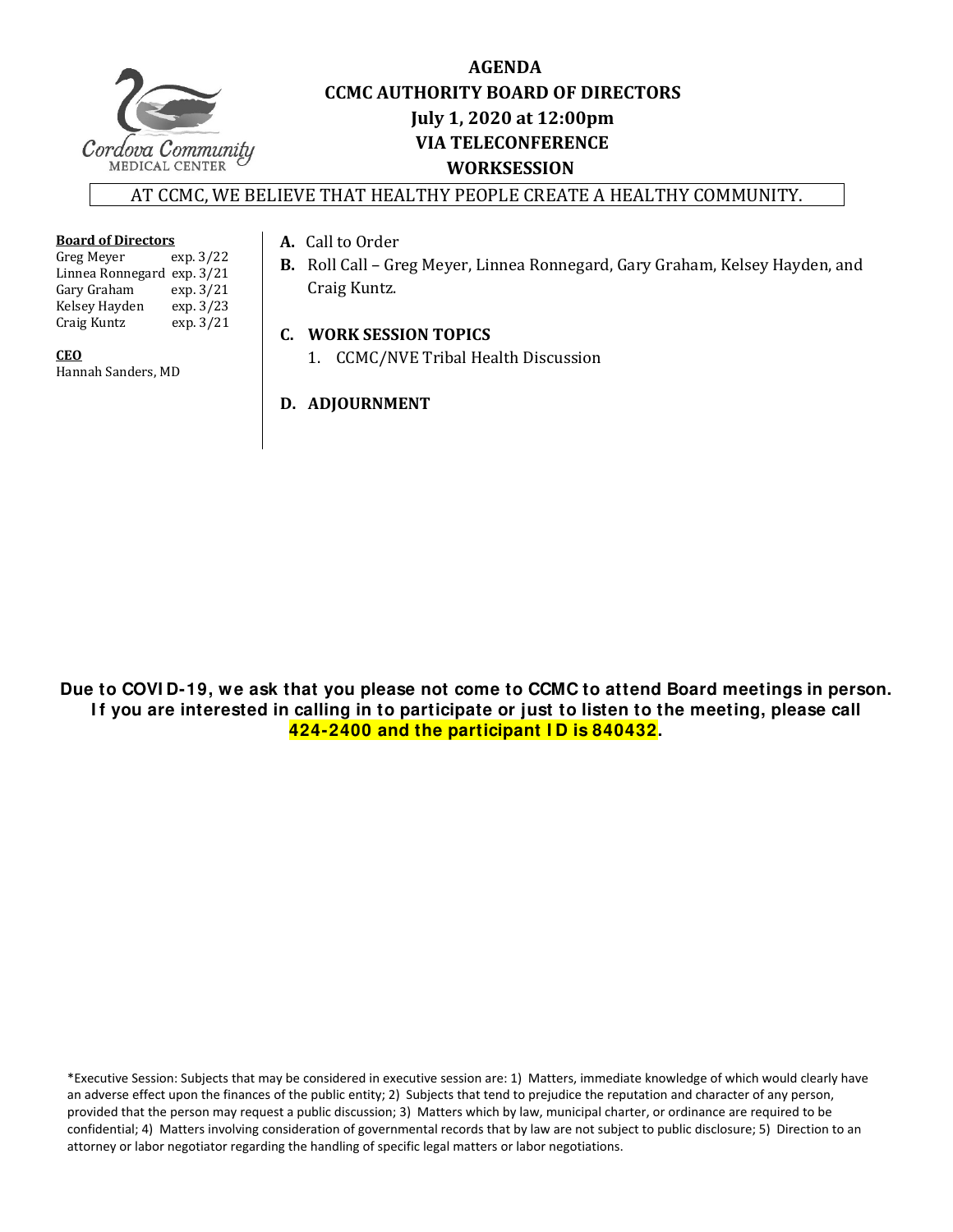# AGENDA
## CCMC AUTHORITY BOARD OF DIRECTORS
## July 1, 2020 at 12:00pm
## VIA TELECONFERENCE
## WORKSESSION

AT CCMC, WE BELIEVE THAT HEALTHY PEOPLE CREATE A HEALTHY COMMUNITY.

**Board of Directors**

| | |
|---|---|
| Greg Meyer | exp. 3/22 |
| Linnea Ronnegard | exp. 3/21 |
| Gary Graham | exp. 3/21 |
| Kelsey Hayden | exp. 3/23 |
| Craig Kuntz | exp. 3/21 |

**CEO**

Hannah Sanders, MD

**A.** Call to Order

**B.** Roll Call – Greg Meyer, Linnea Ronnegard, Gary Graham, Kelsey Hayden, and Craig Kuntz.

**C. WORK SESSION TOPICS**

1. CCMC/NVE Tribal Health Discussion

**D. ADJOURNMENT**

**Due to COVID-19, we ask that you please not come to CCMC to attend Board meetings in person. If you are interested in calling in to participate or just to listen to the meeting, please call 424-2400 and the participant ID is 840432.**

*Executive Session: Subjects that may be considered in executive session are: 1) Matters, immediate knowledge of which would clearly have an adverse effect upon the finances of the public entity; 2) Subjects that tend to prejudice the reputation and character of any person, provided that the person may request a public discussion; 3) Matters which by law, municipal charter, or ordinance are required to be confidential; 4) Matters involving consideration of governmental records that by law are not subject to public disclosure; 5) Direction to an attorney or labor negotiator regarding the handling of specific legal matters or labor negotiations.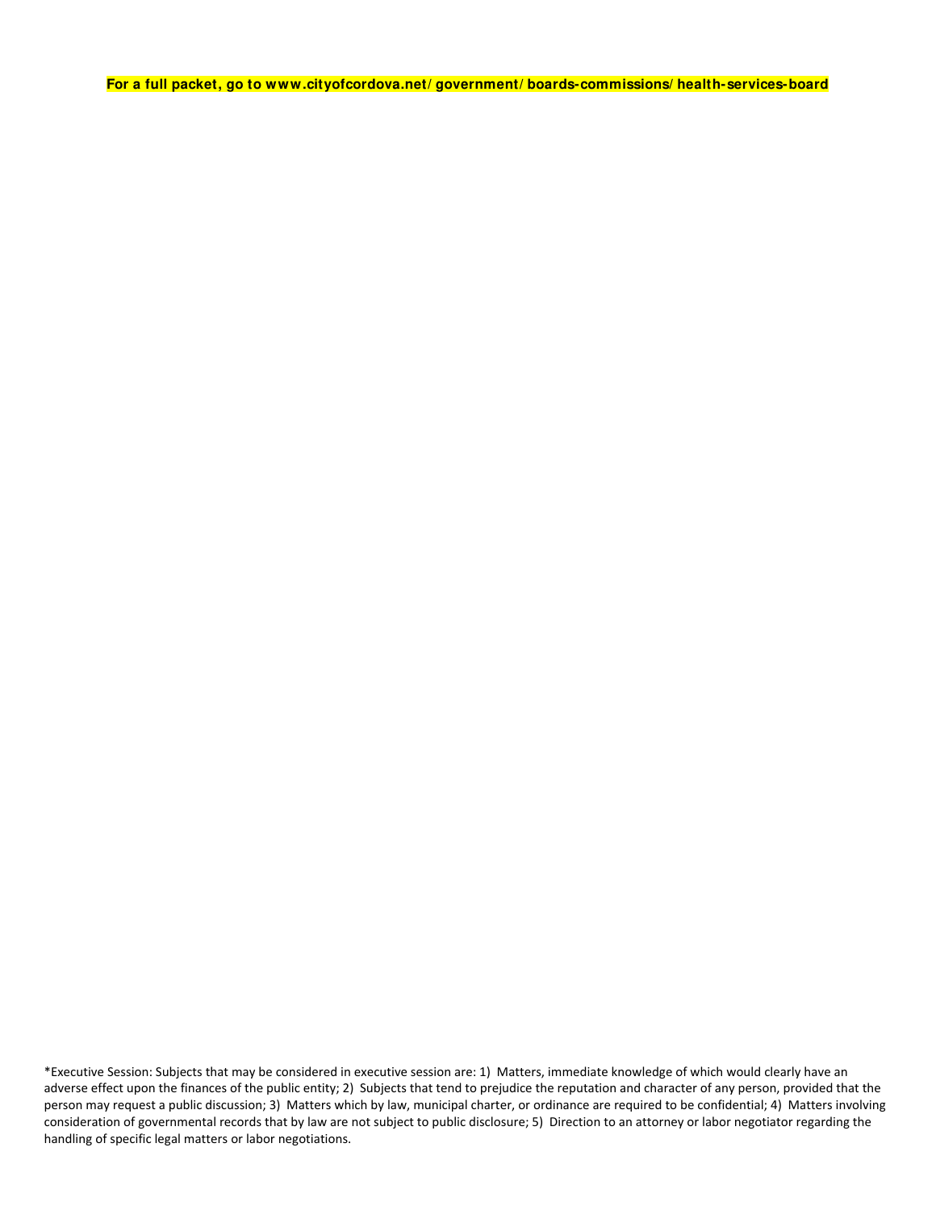**For a full packet, go to www.cityofcordova.net/government/boards-commissions/health-services-board**

*Executive Session: Subjects that may be considered in executive session are: 1) Matters, immediate knowledge of which would clearly have an adverse effect upon the finances of the public entity; 2) Subjects that tend to prejudice the reputation and character of any person, provided that the person may request a public discussion; 3) Matters which by law, municipal charter, or ordinance are required to be confidential; 4) Matters involving consideration of governmental records that by law are not subject to public disclosure; 5) Direction to an attorney or labor negotiator regarding the handling of specific legal matters or labor negotiations.